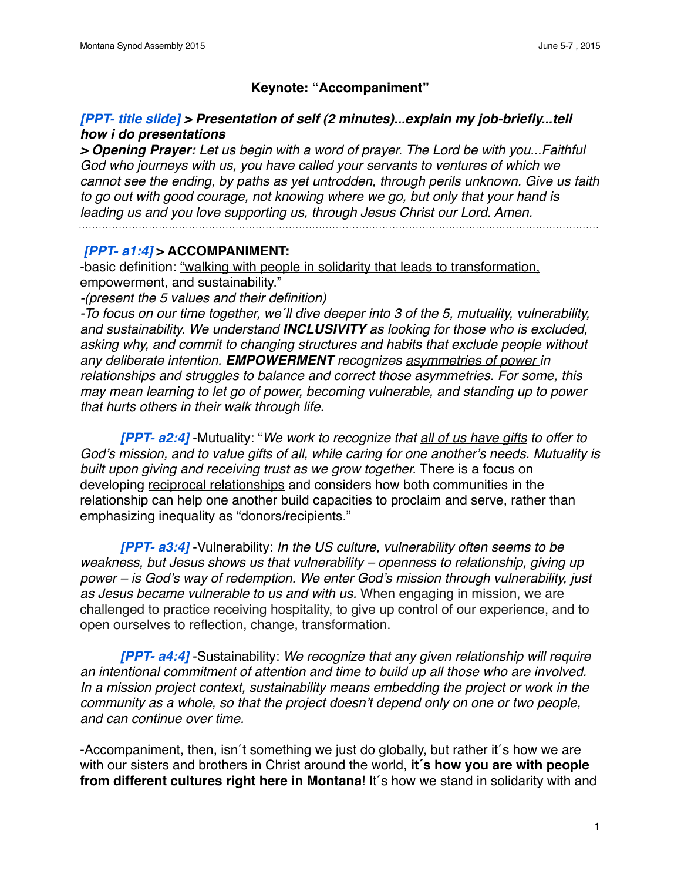## Keynote: "Accompaniment"

***[PPT- title slide] > Presentation of self (2 minutes)...explain my job-briefly...tell how i do presentations***

***> Opening Prayer:*** *Let us begin with a word of prayer. The Lord be with you...Faithful God who journeys with us, you have called your servants to ventures of which we cannot see the ending, by paths as yet untrodden, through perils unknown. Give us faith to go out with good courage, not knowing where we go, but only that your hand is leading us and you love supporting us, through Jesus Christ our Lord. Amen.*

---

***[PPT- a1:4]*** **> ACCOMPANIMENT:**

-basic definition: "walking with people in solidarity that leads to transformation, empowerment, and sustainability."

*-(present the 5 values and their definition)*

*-To focus on our time together, we´ll dive deeper into 3 of the 5, mutuality, vulnerability, and sustainability. We understand **INCLUSIVITY** as looking for those who is excluded, asking why, and commit to changing structures and habits that exclude people without any deliberate intention. **EMPOWERMENT** recognizes asymmetries of power in relationships and struggles to balance and correct those asymmetries. For some, this may mean learning to let go of power, becoming vulnerable, and standing up to power that hurts others in their walk through life.*

***[PPT- a2:4]*** -Mutuality: "*We work to recognize that all of us have gifts to offer to God's mission, and to value gifts of all, while caring for one another's needs. Mutuality is built upon giving and receiving trust as we grow together.* There is a focus on developing reciprocal relationships and considers how both communities in the relationship can help one another build capacities to proclaim and serve, rather than emphasizing inequality as "donors/recipients."

***[PPT- a3:4]*** -Vulnerability: *In the US culture, vulnerability often seems to be weakness, but Jesus shows us that vulnerability – openness to relationship, giving up power – is God's way of redemption. We enter God's mission through vulnerability, just as Jesus became vulnerable to us and with us.* When engaging in mission, we are challenged to practice receiving hospitality, to give up control of our experience, and to open ourselves to reflection, change, transformation.

***[PPT- a4:4]*** -Sustainability: *We recognize that any given relationship will require an intentional commitment of attention and time to build up all those who are involved. In a mission project context, sustainability means embedding the project or work in the community as a whole, so that the project doesn't depend only on one or two people, and can continue over time.*

-Accompaniment, then, isn´t something we just do globally, but rather it´s how we are with our sisters and brothers in Christ around the world, **it´s how you are with people from different cultures right here in Montana**! It´s how we stand in solidarity with and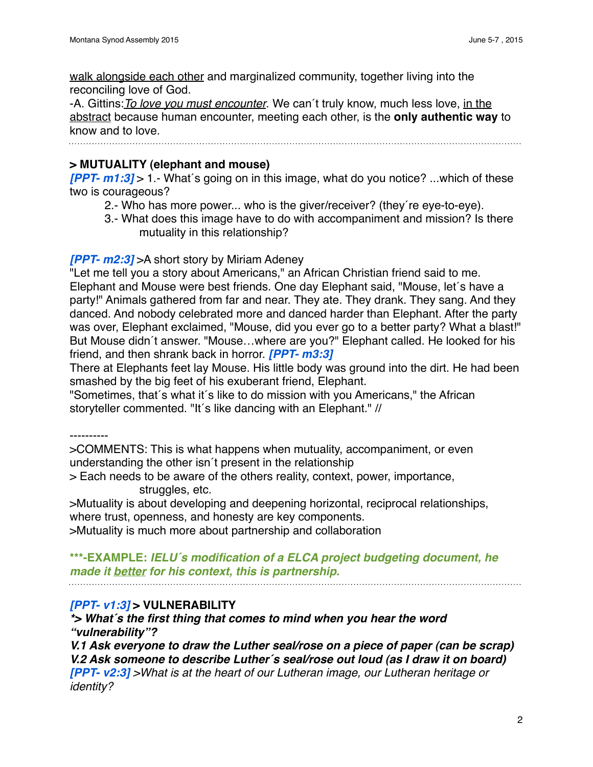<u>walk alongside each other</u> and marginalized community, together living into the reconciling love of God.

-A. Gittins: <u>*To love you must encounter*</u>. We can´t truly know, much less love, <u>in the abstract</u> because human encounter, meeting each other, is the **only authentic way** to know and to love.

---

### > MUTUALITY (elephant and mouse)

***[PPT- m1:3]*** > 1.- What´s going on in this image, what do you notice? ...which of these two is courageous?

2.- Who has more power... who is the giver/receiver? (they´re eye-to-eye).

3.- What does this image have to do with accompaniment and mission? Is there mutuality in this relationship?

***[PPT- m2:3]*** >A short story by Miriam Adeney

"Let me tell you a story about Americans," an African Christian friend said to me. Elephant and Mouse were best friends. One day Elephant said, "Mouse, let´s have a party!" Animals gathered from far and near. They ate. They drank. They sang. And they danced. And nobody celebrated more and danced harder than Elephant. After the party was over, Elephant exclaimed, "Mouse, did you ever go to a better party? What a blast!" But Mouse didn´t answer. "Mouse…where are you?" Elephant called. He looked for his friend, and then shrank back in horror. ***[PPT- m3:3]***

There at Elephants feet lay Mouse. His little body was ground into the dirt. He had been smashed by the big feet of his exuberant friend, Elephant.

"Sometimes, that´s what it´s like to do mission with you Americans," the African storyteller commented. "It´s like dancing with an Elephant." //

----------

>COMMENTS: This is what happens when mutuality, accompaniment, or even understanding the other isn´t present in the relationship

> Each needs to be aware of the others reality, context, power, importance, struggles, etc.

>Mutuality is about developing and deepening horizontal, reciprocal relationships, where trust, openness, and honesty are key components.

>Mutuality is much more about partnership and collaboration

***-EXAMPLE: *IELU´s modification of a ELCA project budgeting document, he made it <u>better</u> for his context, this is partnership.***

---

### *[PPT- v1:3]* > VULNERABILITY

***> What´s the first thing that comes to mind when you hear the word "vulnerability"?**

***V.1 Ask everyone to draw the Luther seal/rose on a piece of paper (can be scrap)***

***V.2 Ask someone to describe Luther´s seal/rose out loud (as I draw it on board)***

***[PPT- v2:3]*** *>What is at the heart of our Lutheran image, our Lutheran heritage or identity?*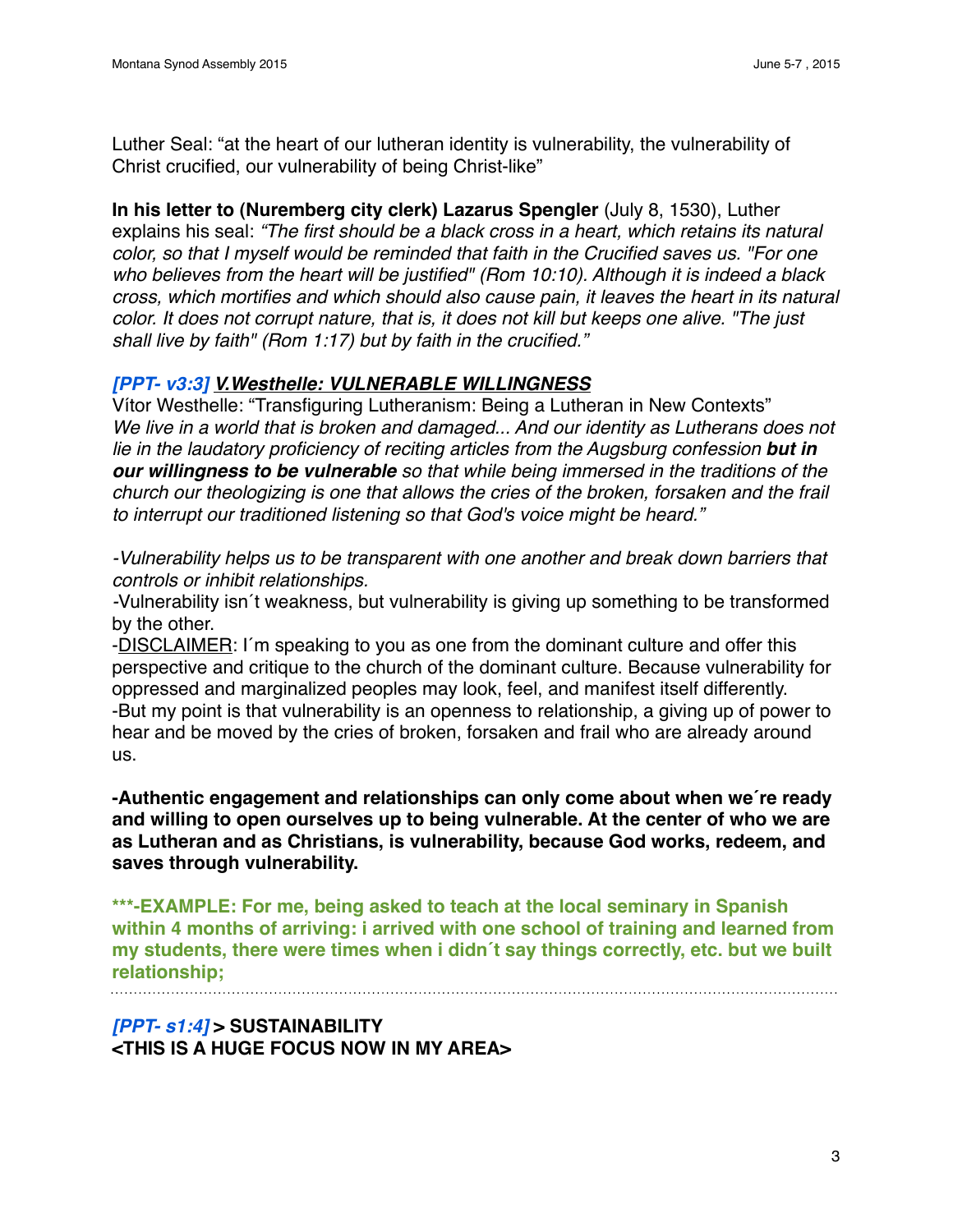Luther Seal: “at the heart of our lutheran identity is vulnerability, the vulnerability of Christ crucified, our vulnerability of being Christ-like”

**In his letter to (Nuremberg city clerk) Lazarus Spengler** (July 8, 1530), Luther explains his seal: *“The first should be a black cross in a heart, which retains its natural color, so that I myself would be reminded that faith in the Crucified saves us. "For one who believes from the heart will be justified" (Rom 10:10). Although it is indeed a black cross, which mortifies and which should also cause pain, it leaves the heart in its natural color. It does not corrupt nature, that is, it does not kill but keeps one alive. "The just shall live by faith" (Rom 1:17) but by faith in the crucified.”*

***[PPT- v3:3]* *V.Westhelle: VULNERABLE WILLINGNESS***

Vítor Westhelle: “Transfiguring Lutheranism: Being a Lutheran in New Contexts”
*We live in a world that is broken and damaged... And our identity as Lutherans does not lie in the laudatory proficiency of reciting articles from the Augsburg confession **but in our willingness to be vulnerable** so that while being immersed in the traditions of the church our theologizing is one that allows the cries of the broken, forsaken and the frail to interrupt our traditioned listening so that God's voice might be heard.”*

*-Vulnerability helps us to be transparent with one another and break down barriers that controls or inhibit relationships.*
-Vulnerability isn´t weakness, but vulnerability is giving up something to be transformed by the other.
-DISCLAIMER: I´m speaking to you as one from the dominant culture and offer this perspective and critique to the church of the dominant culture. Because vulnerability for oppressed and marginalized peoples may look, feel, and manifest itself differently.
-But my point is that vulnerability is an openness to relationship, a giving up of power to hear and be moved by the cries of broken, forsaken and frail who are already around us.

**-Authentic engagement and relationships can only come about when we´re ready and willing to open ourselves up to being vulnerable. At the center of who we are as Lutheran and as Christians, is vulnerability, because God works, redeem, and saves through vulnerability.**

**\*\*\*-EXAMPLE: For me, being asked to teach at the local seminary in Spanish within 4 months of arriving: i arrived with one school of training and learned from my students, there were times when i didn´t say things correctly, etc. but we built relationship;**

---

***[PPT- s1:4]*** **> SUSTAINABILITY**
**<THIS IS A HUGE FOCUS NOW IN MY AREA>**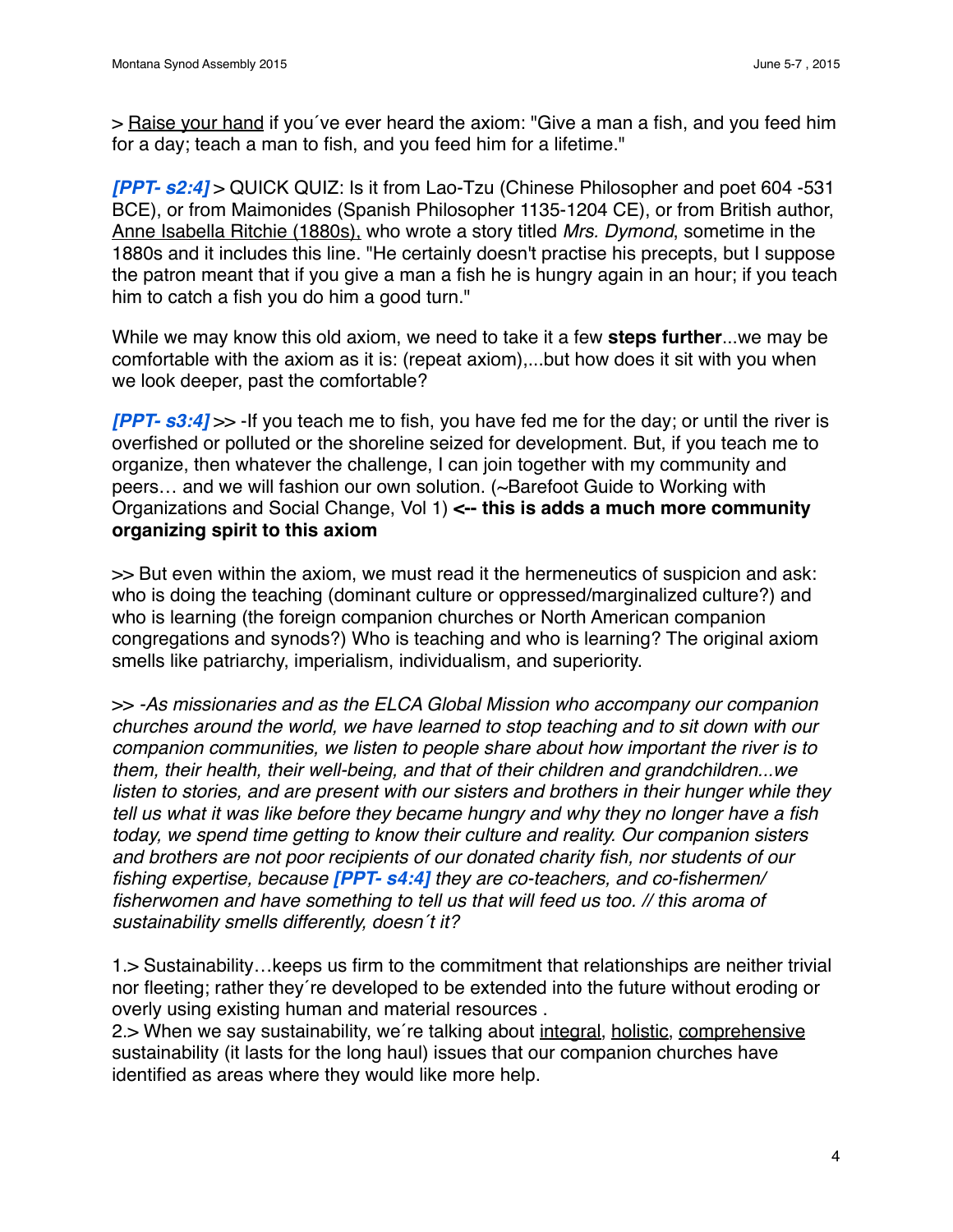> Raise your hand if you´ve ever heard the axiom: "Give a man a fish, and you feed him for a day; teach a man to fish, and you feed him for a lifetime."

***[PPT- s2:4]*** > QUICK QUIZ: Is it from Lao-Tzu (Chinese Philosopher and poet 604 -531 BCE), or from Maimonides (Spanish Philosopher 1135-1204 CE), or from British author, Anne Isabella Ritchie (1880s), who wrote a story titled *Mrs. Dymond*, sometime in the 1880s and it includes this line. "He certainly doesn't practise his precepts, but I suppose the patron meant that if you give a man a fish he is hungry again in an hour; if you teach him to catch a fish you do him a good turn."

While we may know this old axiom, we need to take it a few **steps further**...we may be comfortable with the axiom as it is: (repeat axiom),...but how does it sit with you when we look deeper, past the comfortable?

***[PPT- s3:4]*** >> -If you teach me to fish, you have fed me for the day; or until the river is overfished or polluted or the shoreline seized for development. But, if you teach me to organize, then whatever the challenge, I can join together with my community and peers… and we will fashion our own solution. (~Barefoot Guide to Working with Organizations and Social Change, Vol 1) **<-- this is adds a much more community organizing spirit to this axiom**

>> But even within the axiom, we must read it the hermeneutics of suspicion and ask: who is doing the teaching (dominant culture or oppressed/marginalized culture?) and who is learning (the foreign companion churches or North American companion congregations and synods?) Who is teaching and who is learning? The original axiom smells like patriarchy, imperialism, individualism, and superiority.

>> *-As missionaries and as the ELCA Global Mission who accompany our companion churches around the world, we have learned to stop teaching and to sit down with our companion communities, we listen to people share about how important the river is to them, their health, their well-being, and that of their children and grandchildren...we listen to stories, and are present with our sisters and brothers in their hunger while they tell us what it was like before they became hungry and why they no longer have a fish today, we spend time getting to know their culture and reality. Our companion sisters and brothers are not poor recipients of our donated charity fish, nor students of our fishing expertise, because* ***[PPT- s4:4]*** *they are co-teachers, and co-fishermen/ fisherwomen and have something to tell us that will feed us too. // this aroma of sustainability smells differently, doesn´t it?*

1.> Sustainability…keeps us firm to the commitment that relationships are neither trivial nor fleeting; rather they´re developed to be extended into the future without eroding or overly using existing human and material resources .
2.> When we say sustainability, we´re talking about integral, holistic, comprehensive sustainability (it lasts for the long haul) issues that our companion churches have identified as areas where they would like more help.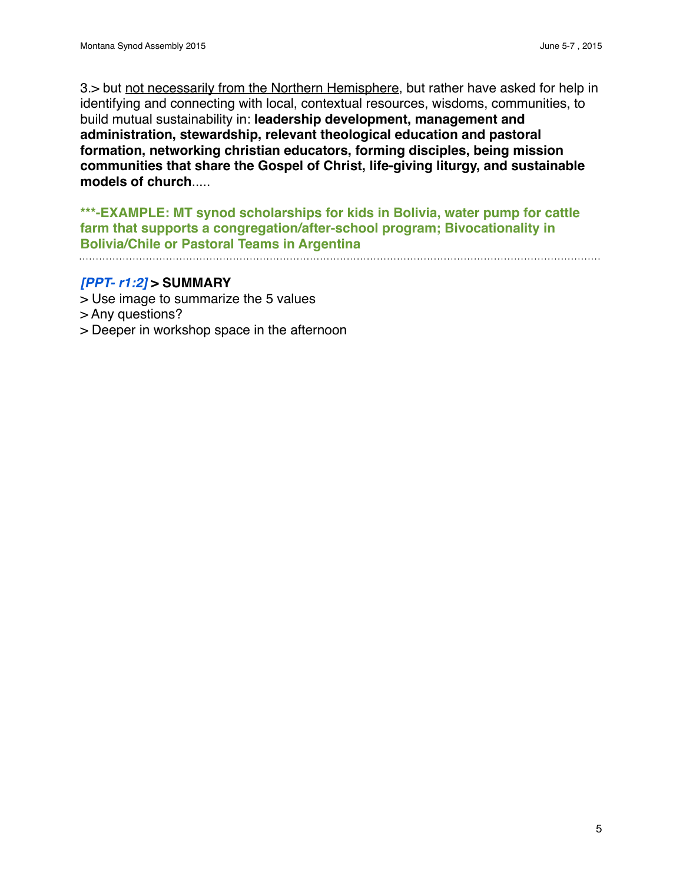3.> but <u>not necessarily from the Northern Hemisphere</u>, but rather have asked for help in identifying and connecting with local, contextual resources, wisdoms, communities, to build mutual sustainability in: **leadership development, management and administration, stewardship, relevant theological education and pastoral formation, networking christian educators, forming disciples, being mission communities that share the Gospel of Christ, life-giving liturgy, and sustainable models of church**.....

**\*\*\*-EXAMPLE: MT synod scholarships for kids in Bolivia, water pump for cattle farm that supports a congregation/after-school program; Bivocationality in Bolivia/Chile or Pastoral Teams in Argentina**

---

***[PPT- r1:2]*** **> SUMMARY**

> Use image to summarize the 5 values
> Any questions?
> Deeper in workshop space in the afternoon